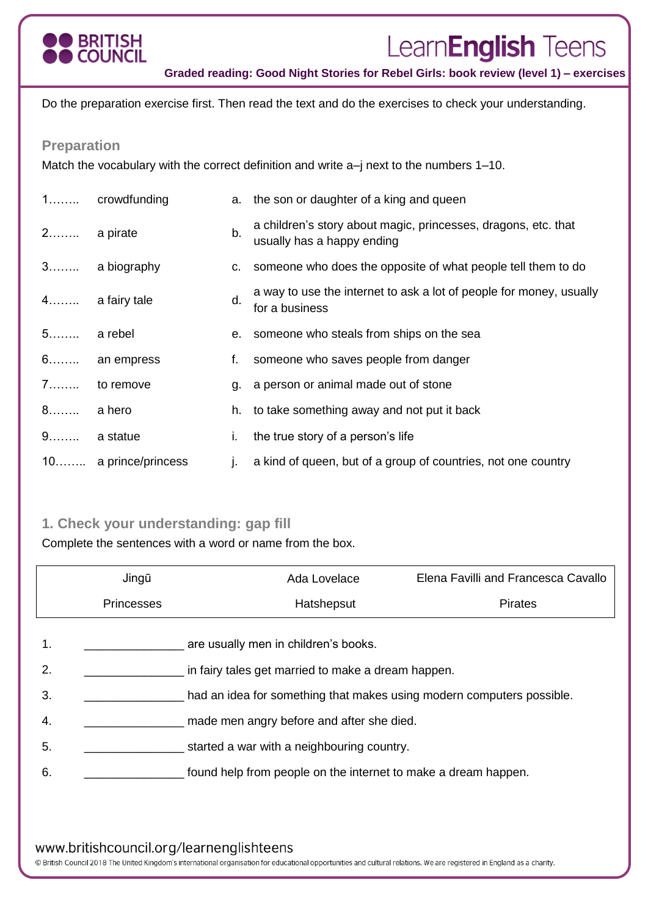Graded reading: Good Night Stories for Rebel Girls: book review (level 1) – exercises

Do the preparation exercise first. Then read the text and do the exercises to check your understanding.

## Preparation

Match the vocabulary with the correct definition and write a–j next to the numbers 1–10.

| | | | |
|---|---|---|---|
| 1…….. | crowdfunding | a. | the son or daughter of a king and queen |
| 2…….. | a pirate | b. | a children's story about magic, princesses, dragons, etc. that usually has a happy ending |
| 3…….. | a biography | c. | someone who does the opposite of what people tell them to do |
| 4…….. | a fairy tale | d. | a way to use the internet to ask a lot of people for money, usually for a business |
| 5…….. | a rebel | e. | someone who steals from ships on the sea |
| 6…….. | an empress | f. | someone who saves people from danger |
| 7…….. | to remove | g. | a person or animal made out of stone |
| 8…….. | a hero | h. | to take something away and not put it back |
| 9…….. | a statue | i. | the true story of a person's life |
| 10…….. | a prince/princess | j. | a kind of queen, but of a group of countries, not one country |

## 1. Check your understanding: gap fill

Complete the sentences with a word or name from the box.

| | | |
|---|---|---|
| Jingū | Ada Lovelace | Elena Favilli and Francesca Cavallo |
| Princesses | Hatshepsut | Pirates |

1. _______________ are usually men in children's books.
2. _______________ in fairy tales get married to make a dream happen.
3. _______________ had an idea for something that makes using modern computers possible.
4. _______________ made men angry before and after she died.
5. _______________ started a war with a neighbouring country.
6. _______________ found help from people on the internet to make a dream happen.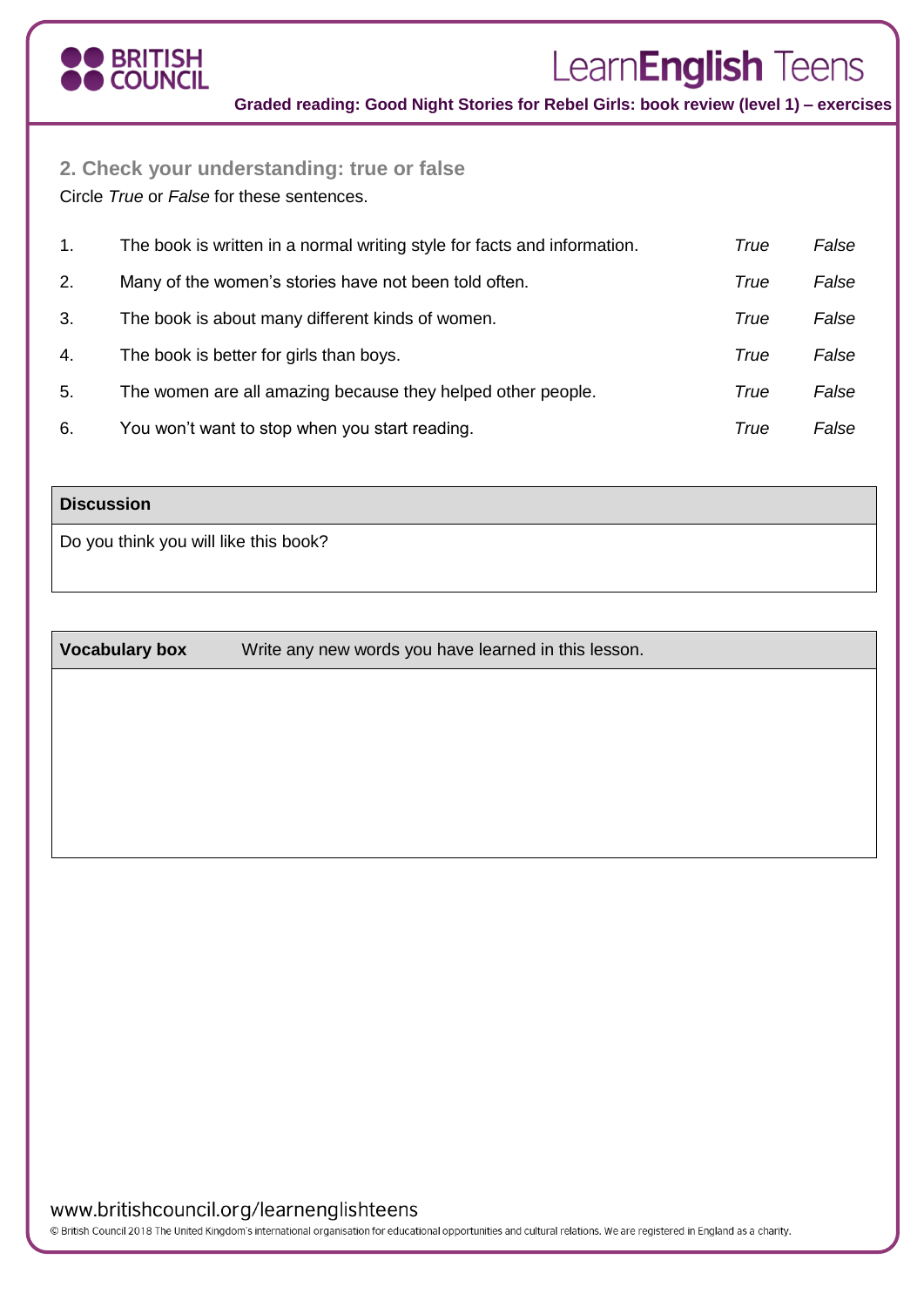## 2. Check your understanding: true or false

Circle *True* or *False* for these sentences.

| | | | |
|---|---|---|---|
| 1. | The book is written in a normal writing style for facts and information. | *True* | *False* |
| 2. | Many of the women's stories have not been told often. | *True* | *False* |
| 3. | The book is about many different kinds of women. | *True* | *False* |
| 4. | The book is better for girls than boys. | *True* | *False* |
| 5. | The women are all amazing because they helped other people. | *True* | *False* |
| 6. | You won't want to stop when you start reading. | *True* | *False* |

| **Discussion** |
|---|
| Do you think you will like this book? |

| **Vocabulary box** | Write any new words you have learned in this lesson. |
|---|---|
| | |